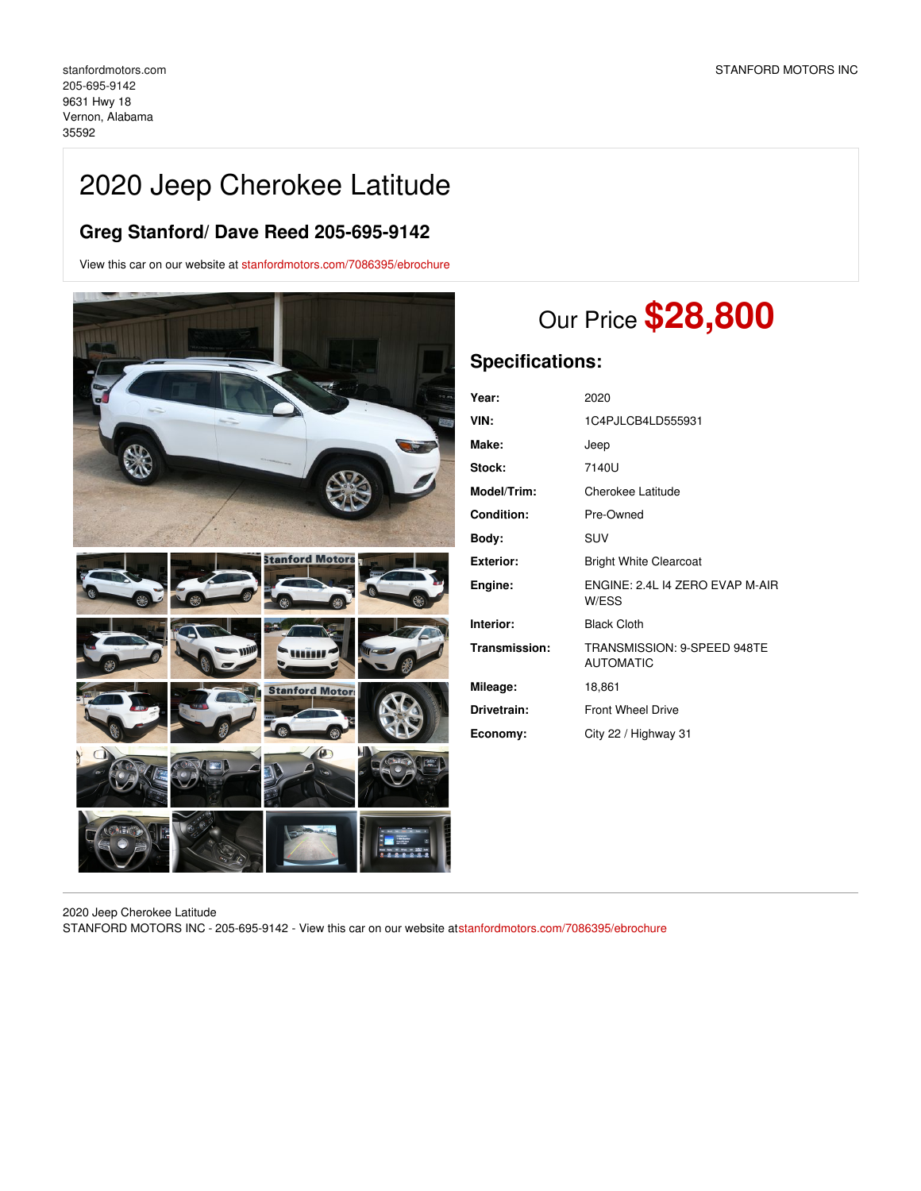stanfordmotors.com
205-695-9142
9631 Hwy 18
Vernon, Alabama
35592

STANFORD MOTORS INC

# 2020 Jeep Cherokee Latitude

## Greg Stanford/ Dave Reed 205-695-9142

View this car on our website at stanfordmotors.com/7086395/ebrochure

Our Price **$28,800**

## Specifications:

| | |
|---|---|
| **Year:** | 2020 |
| **VIN:** | 1C4PJLCB4LD555931 |
| **Make:** | Jeep |
| **Stock:** | 7140U |
| **Model/Trim:** | Cherokee Latitude |
| **Condition:** | Pre-Owned |
| **Body:** | SUV |
| **Exterior:** | Bright White Clearcoat |
| **Engine:** | ENGINE: 2.4L I4 ZERO EVAP M-AIR W/ESS |
| **Interior:** | Black Cloth |
| **Transmission:** | TRANSMISSION: 9-SPEED 948TE AUTOMATIC |
| **Mileage:** | 18,861 |
| **Drivetrain:** | Front Wheel Drive |
| **Economy:** | City 22 / Highway 31 |

2020 Jeep Cherokee Latitude
STANFORD MOTORS INC - 205-695-9142 - View this car on our website atstanfordmotors.com/7086395/ebrochure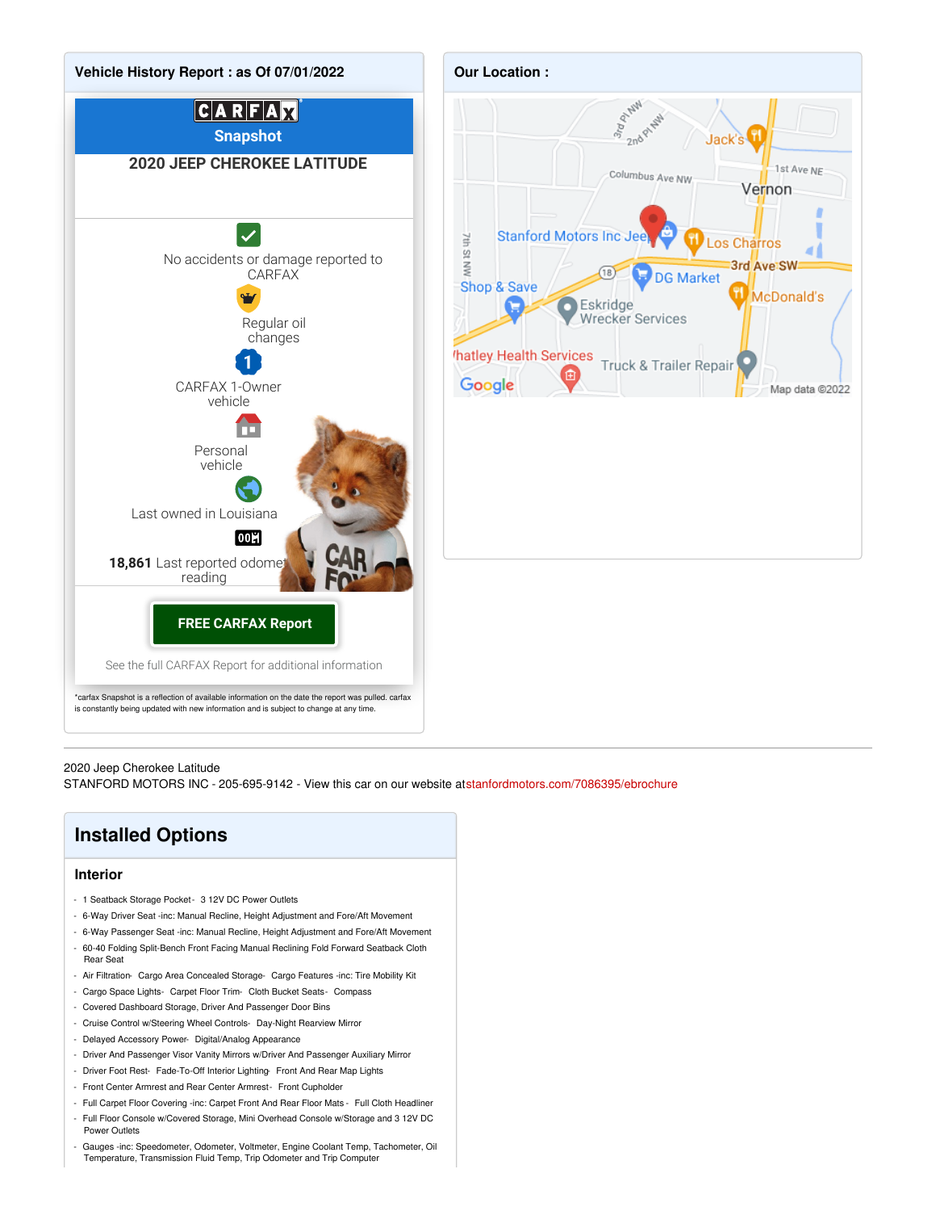## Vehicle History Report : as Of 07/01/2022

**CARFAX Snapshot**

**2020 JEEP CHEROKEE LATITUDE**

No accidents or damage reported to CARFAX

Regular oil changes

CARFAX 1-Owner vehicle

Personal vehicle

Last owned in Louisiana

**18,861** Last reported odometer reading

**FREE CARFAX Report**

See the full CARFAX Report for additional information

*carfax Snapshot is a reflection of available information on the date the report was pulled. carfax is constantly being updated with new information and is subject to change at any time.

## Our Location :

Stanford Motors Inc Jeep, Vernon — 3rd Ave SW, Columbus Ave NW, 1st Ave NE, 7th St NW, 3rd Pl NW, 2nd Pl NW, (18), Jack's, Los Charros, DG Market, McDonald's, Shop & Save, Eskridge Wrecker Services, Whatley Health Services, Truck & Trailer Repair. Google — Map data ©2022

---

2020 Jeep Cherokee Latitude
STANFORD MOTORS INC - 205-695-9142 - View this car on our website at stanfordmotors.com/7086395/ebrochure

## Installed Options

### Interior

- 1 Seatback Storage Pocket - 3 12V DC Power Outlets
- 6-Way Driver Seat -inc: Manual Recline, Height Adjustment and Fore/Aft Movement
- 6-Way Passenger Seat -inc: Manual Recline, Height Adjustment and Fore/Aft Movement
- 60-40 Folding Split-Bench Front Facing Manual Reclining Fold Forward Seatback Cloth Rear Seat
- Air Filtration - Cargo Area Concealed Storage - Cargo Features -inc: Tire Mobility Kit
- Cargo Space Lights - Carpet Floor Trim - Cloth Bucket Seats - Compass
- Covered Dashboard Storage, Driver And Passenger Door Bins
- Cruise Control w/Steering Wheel Controls - Day-Night Rearview Mirror
- Delayed Accessory Power - Digital/Analog Appearance
- Driver And Passenger Visor Vanity Mirrors w/Driver And Passenger Auxiliary Mirror
- Driver Foot Rest - Fade-To-Off Interior Lighting - Front And Rear Map Lights
- Front Center Armrest and Rear Center Armrest - Front Cupholder
- Full Carpet Floor Covering -inc: Carpet Front And Rear Floor Mats - Full Cloth Headliner
- Full Floor Console w/Covered Storage, Mini Overhead Console w/Storage and 3 12V DC Power Outlets
- Gauges -inc: Speedometer, Odometer, Voltmeter, Engine Coolant Temp, Tachometer, Oil Temperature, Transmission Fluid Temp, Trip Odometer and Trip Computer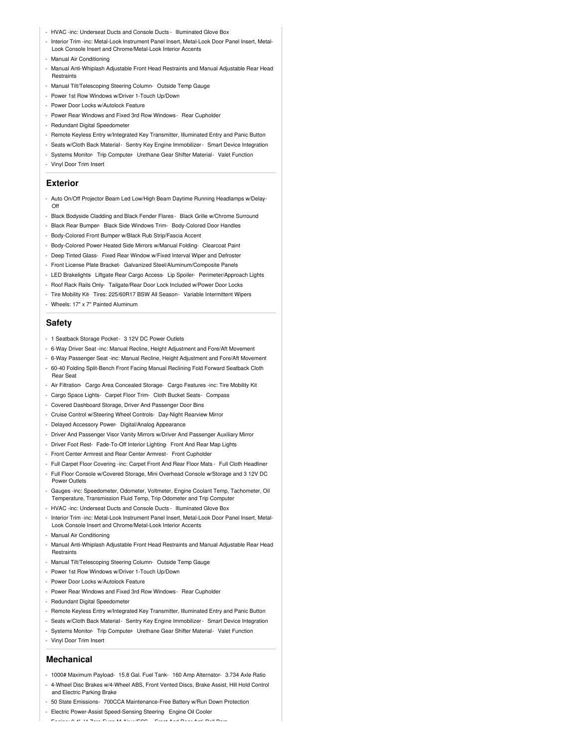- HVAC -inc: Underseat Ducts and Console Ducts - Illuminated Glove Box
- Interior Trim -inc: Metal-Look Instrument Panel Insert, Metal-Look Door Panel Insert, Metal-Look Console Insert and Chrome/Metal-Look Interior Accents
- Manual Air Conditioning
- Manual Anti-Whiplash Adjustable Front Head Restraints and Manual Adjustable Rear Head Restraints
- Manual Tilt/Telescoping Steering Column- Outside Temp Gauge
- Power 1st Row Windows w/Driver 1-Touch Up/Down
- Power Door Locks w/Autolock Feature
- Power Rear Windows and Fixed 3rd Row Windows - Rear Cupholder
- Redundant Digital Speedometer
- Remote Keyless Entry w/Integrated Key Transmitter, Illuminated Entry and Panic Button
- Seats w/Cloth Back Material - Sentry Key Engine Immobilizer - Smart Device Integration
- Systems Monitor- Trip Computer- Urethane Gear Shifter Material - Valet Function
- Vinyl Door Trim Insert

## Exterior

- Auto On/Off Projector Beam Led Low/High Beam Daytime Running Headlamps w/Delay-Off
- Black Bodyside Cladding and Black Fender Flares - Black Grille w/Chrome Surround
- Black Rear Bumper- Black Side Windows Trim- Body-Colored Door Handles
- Body-Colored Front Bumper w/Black Rub Strip/Fascia Accent
- Body-Colored Power Heated Side Mirrors w/Manual Folding- Clearcoat Paint
- Deep Tinted Glass- Fixed Rear Window w/Fixed Interval Wiper and Defroster
- Front License Plate Bracket- Galvanized Steel/Aluminum/Composite Panels
- LED Brakelights- Liftgate Rear Cargo Access- Lip Spoiler- Perimeter/Approach Lights
- Roof Rack Rails Only- Tailgate/Rear Door Lock Included w/Power Door Locks
- Tire Mobility Kit- Tires: 225/60R17 BSW All Season- Variable Intermittent Wipers
- Wheels: 17" x 7" Painted Aluminum

## Safety

- 1 Seatback Storage Pocket - 3 12V DC Power Outlets
- 6-Way Driver Seat -inc: Manual Recline, Height Adjustment and Fore/Aft Movement
- 6-Way Passenger Seat -inc: Manual Recline, Height Adjustment and Fore/Aft Movement
- 60-40 Folding Split-Bench Front Facing Manual Reclining Fold Forward Seatback Cloth Rear Seat
- Air Filtration- Cargo Area Concealed Storage- Cargo Features -inc: Tire Mobility Kit
- Cargo Space Lights- Carpet Floor Trim- Cloth Bucket Seats- Compass
- Covered Dashboard Storage, Driver And Passenger Door Bins
- Cruise Control w/Steering Wheel Controls- Day-Night Rearview Mirror
- Delayed Accessory Power- Digital/Analog Appearance
- Driver And Passenger Visor Vanity Mirrors w/Driver And Passenger Auxiliary Mirror
- Driver Foot Rest- Fade-To-Off Interior Lighting- Front And Rear Map Lights
- Front Center Armrest and Rear Center Armrest - Front Cupholder
- Full Carpet Floor Covering -inc: Carpet Front And Rear Floor Mats - Full Cloth Headliner
- Full Floor Console w/Covered Storage, Mini Overhead Console w/Storage and 3 12V DC Power Outlets
- Gauges -inc: Speedometer, Odometer, Voltmeter, Engine Coolant Temp, Tachometer, Oil Temperature, Transmission Fluid Temp, Trip Odometer and Trip Computer
- HVAC -inc: Underseat Ducts and Console Ducts - Illuminated Glove Box
- Interior Trim -inc: Metal-Look Instrument Panel Insert, Metal-Look Door Panel Insert, Metal-Look Console Insert and Chrome/Metal-Look Interior Accents
- Manual Air Conditioning
- Manual Anti-Whiplash Adjustable Front Head Restraints and Manual Adjustable Rear Head Restraints
- Manual Tilt/Telescoping Steering Column- Outside Temp Gauge
- Power 1st Row Windows w/Driver 1-Touch Up/Down
- Power Door Locks w/Autolock Feature
- Power Rear Windows and Fixed 3rd Row Windows - Rear Cupholder
- Redundant Digital Speedometer
- Remote Keyless Entry w/Integrated Key Transmitter, Illuminated Entry and Panic Button
- Seats w/Cloth Back Material - Sentry Key Engine Immobilizer - Smart Device Integration
- Systems Monitor- Trip Computer- Urethane Gear Shifter Material - Valet Function
- Vinyl Door Trim Insert

## Mechanical

- 1000# Maximum Payload- 15.8 Gal. Fuel Tank- 160 Amp Alternator- 3.734 Axle Ratio
- 4-Wheel Disc Brakes w/4-Wheel ABS, Front Vented Discs, Brake Assist, Hill Hold Control and Electric Parking Brake
- 50 State Emissions- 700CCA Maintenance-Free Battery w/Run Down Protection
- Electric Power-Assist Speed-Sensing Steering- Engine Oil Cooler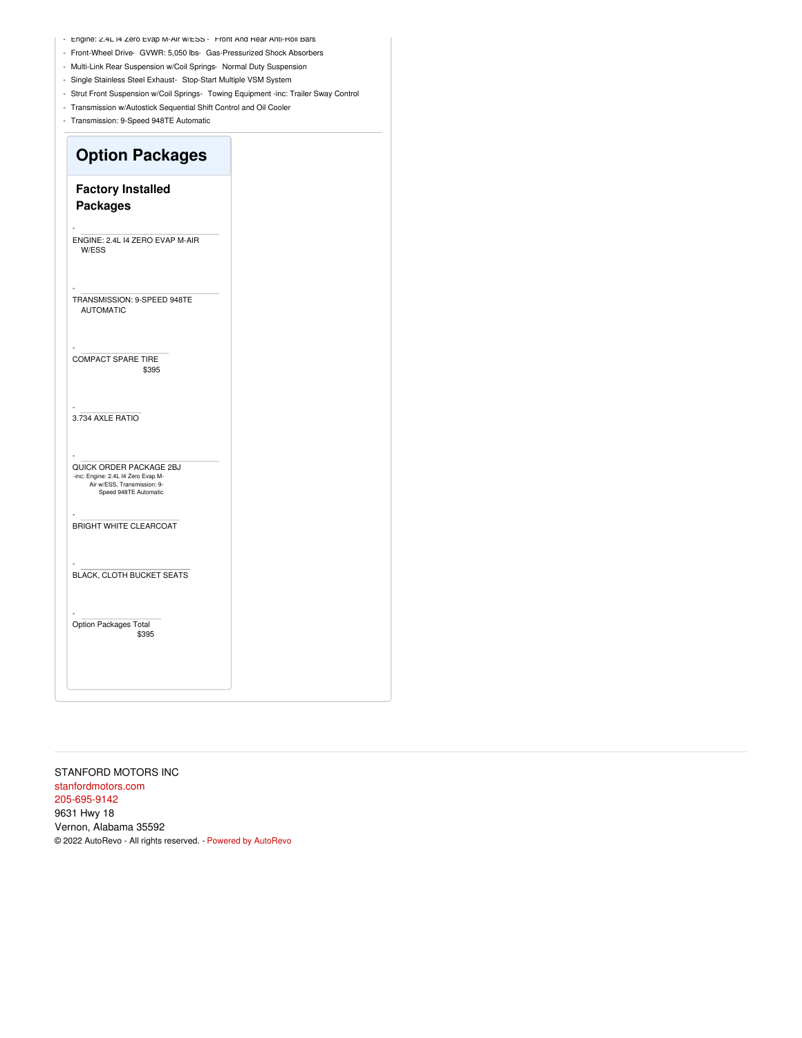- Engine: 2.4L I4 Zero Evap M-Air w/ESS - Front And Rear Anti-Roll Bars
- Front-Wheel Drive- GVWR: 5,050 lbs- Gas-Pressurized Shock Absorbers
- Multi-Link Rear Suspension w/Coil Springs- Normal Duty Suspension
- Single Stainless Steel Exhaust- Stop-Start Multiple VSM System
- Strut Front Suspension w/Coil Springs- Towing Equipment -inc: Trailer Sway Control
- Transmission w/Autostick Sequential Shift Control and Oil Cooler
- Transmission: 9-Speed 948TE Automatic

## Option Packages

### Factory Installed Packages

- ENGINE: 2.4L I4 ZERO EVAP M-AIR W/ESS
- TRANSMISSION: 9-SPEED 948TE AUTOMATIC
- COMPACT SPARE TIRE $395
- 3.734 AXLE RATIO
- QUICK ORDER PACKAGE 2BJ -inc: Engine: 2.4L I4 Zero Evap M-Air w/ESS, Transmission: 9-Speed 948TE Automatic
- BRIGHT WHITE CLEARCOAT
- BLACK, CLOTH BUCKET SEATS
- Option Packages Total $395

STANFORD MOTORS INC
stanfordmotors.com
205-695-9142
9631 Hwy 18
Vernon, Alabama 35592
© 2022 AutoRevo - All rights reserved. - Powered by AutoRevo